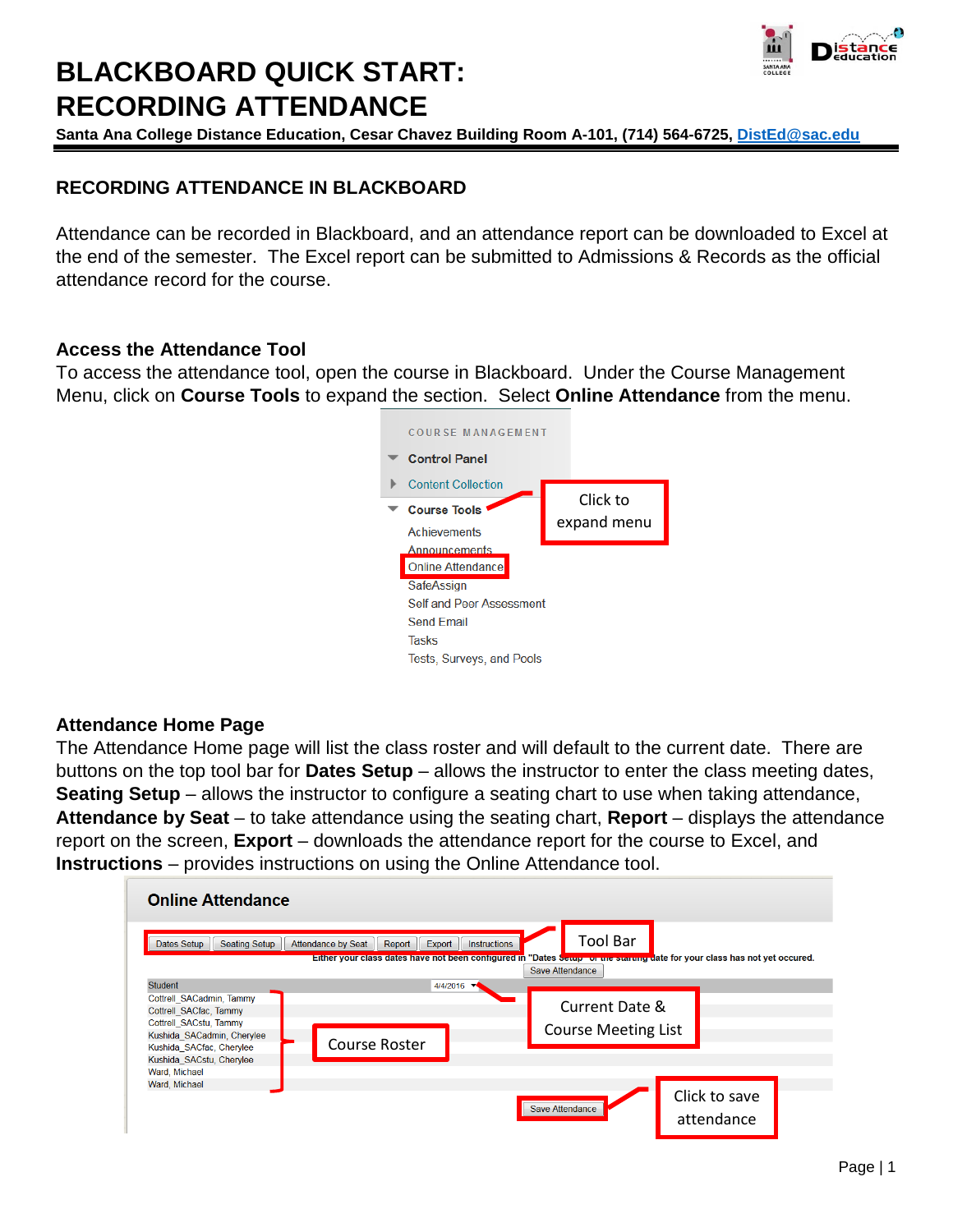# BLACKBOARD QUICK START: RECORDING ATTENDANCE

**Santa Ana College Distance Education, Cesar Chavez Building Room A-101, (714) 564-6725, DistEd@sac.edu**

## RECORDING ATTENDANCE IN BLACKBOARD

Attendance can be recorded in Blackboard, and an attendance report can be downloaded to Excel at the end of the semester. The Excel report can be submitted to Admissions & Records as the official attendance record for the course.

### Access the Attendance Tool

To access the attendance tool, open the course in Blackboard. Under the Course Management Menu, click on **Course Tools** to expand the section. Select **Online Attendance** from the menu.

### Attendance Home Page

The Attendance Home page will list the class roster and will default to the current date. There are buttons on the top tool bar for **Dates Setup** – allows the instructor to enter the class meeting dates, **Seating Setup** – allows the instructor to configure a seating chart to use when taking attendance, **Attendance by Seat** – to take attendance using the seating chart, **Report** – displays the attendance report on the screen, **Export** – downloads the attendance report for the course to Excel, and **Instructions** – provides instructions on using the Online Attendance tool.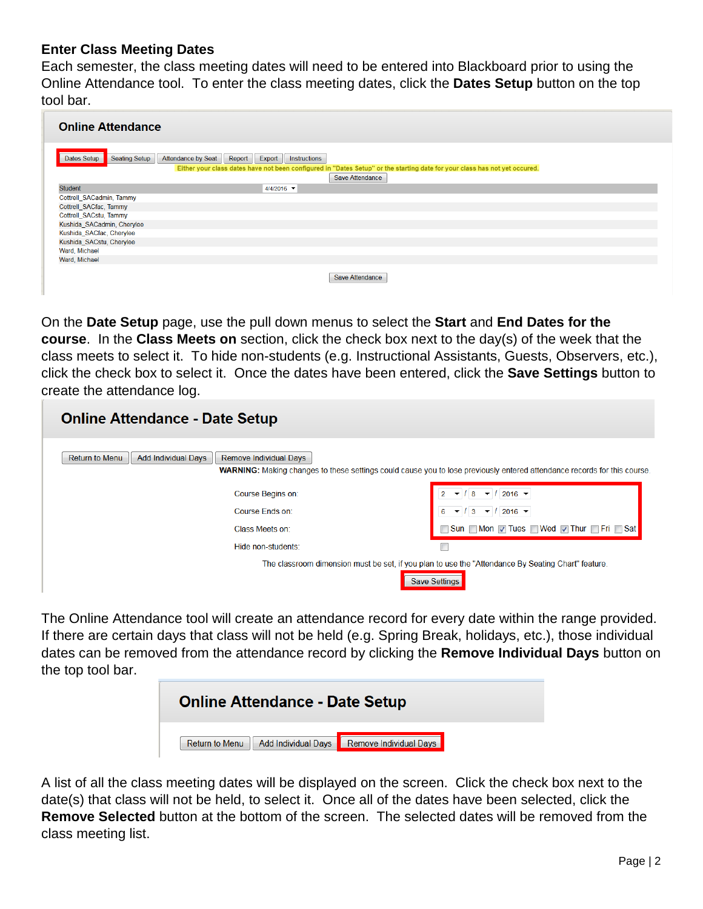## Enter Class Meeting Dates

Each semester, the class meeting dates will need to be entered into Blackboard prior to using the Online Attendance tool. To enter the class meeting dates, click the **Dates Setup** button on the top tool bar.

On the **Date Setup** page, use the pull down menus to select the **Start** and **End Dates for the course**. In the **Class Meets on** section, click the check box next to the day(s) of the week that the class meets to select it. To hide non-students (e.g. Instructional Assistants, Guests, Observers, etc.), click the check box to select it. Once the dates have been entered, click the **Save Settings** button to create the attendance log.

The Online Attendance tool will create an attendance record for every date within the range provided. If there are certain days that class will not be held (e.g. Spring Break, holidays, etc.), those individual dates can be removed from the attendance record by clicking the **Remove Individual Days** button on the top tool bar.

A list of all the class meeting dates will be displayed on the screen. Click the check box next to the date(s) that class will not be held, to select it. Once all of the dates have been selected, click the **Remove Selected** button at the bottom of the screen. The selected dates will be removed from the class meeting list.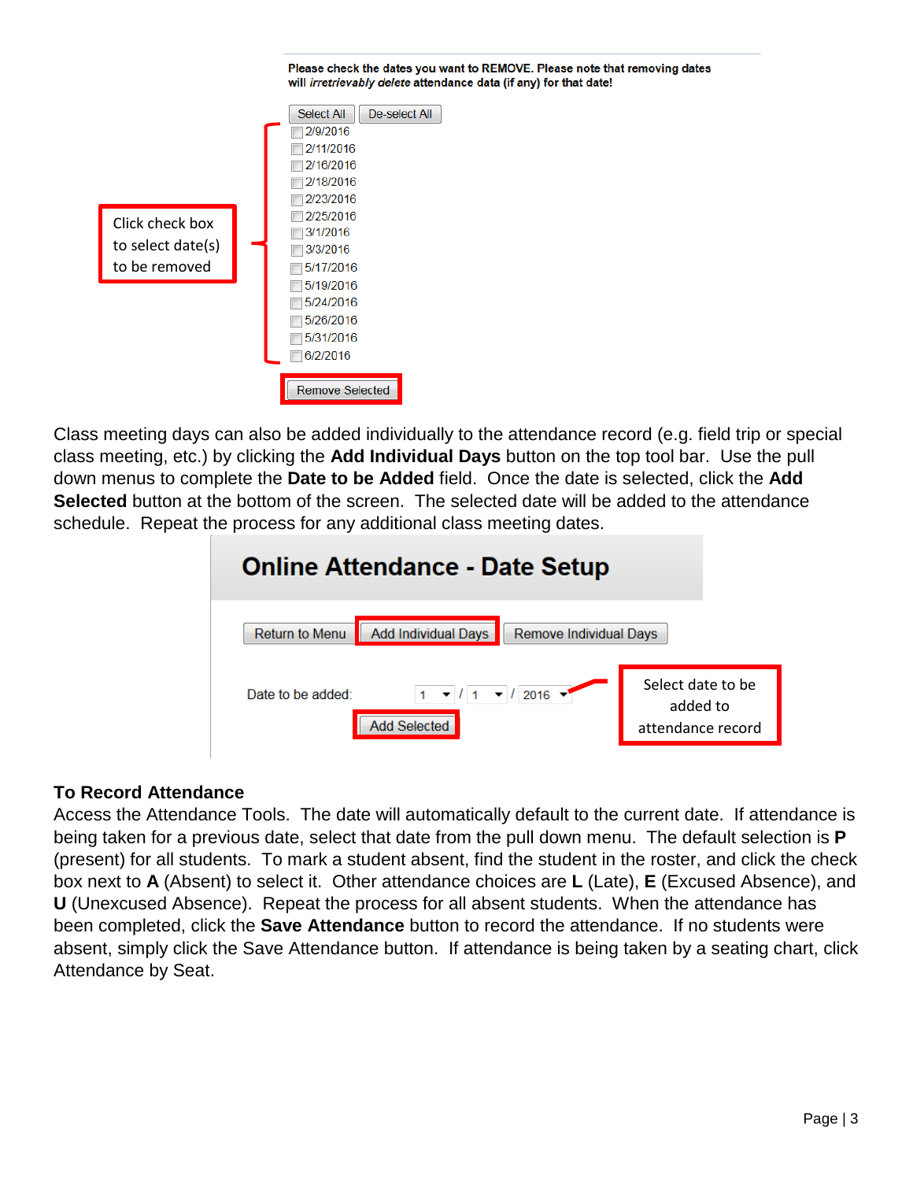Please check the dates you want to REMOVE. Please note that removing dates will *irretrievably delete* attendance data (if any) for that date!

Select All | De-select All

Click check box to select date(s) to be removed

- 2/9/2016
- 2/11/2016
- 2/16/2016
- 2/18/2016
- 2/23/2016
- 2/25/2016
- 3/1/2016
- 3/3/2016
- 5/17/2016
- 5/19/2016
- 5/24/2016
- 5/26/2016
- 5/31/2016
- 6/2/2016

Remove Selected

Class meeting days can also be added individually to the attendance record (e.g. field trip or special class meeting, etc.) by clicking the **Add Individual Days** button on the top tool bar. Use the pull down menus to complete the **Date to be Added** field. Once the date is selected, click the **Add Selected** button at the bottom of the screen. The selected date will be added to the attendance schedule. Repeat the process for any additional class meeting dates.

**Online Attendance - Date Setup**

Return to Menu | Add Individual Days | Remove Individual Days

Date to be added: 1 / 1 / 2016

Add Selected

Select date to be added to attendance record

**To Record Attendance**

Access the Attendance Tools. The date will automatically default to the current date. If attendance is being taken for a previous date, select that date from the pull down menu. The default selection is **P** (present) for all students. To mark a student absent, find the student in the roster, and click the check box next to **A** (Absent) to select it. Other attendance choices are **L** (Late), **E** (Excused Absence), and **U** (Unexcused Absence). Repeat the process for all absent students. When the attendance has been completed, click the **Save Attendance** button to record the attendance. If no students were absent, simply click the Save Attendance button. If attendance is being taken by a seating chart, click Attendance by Seat.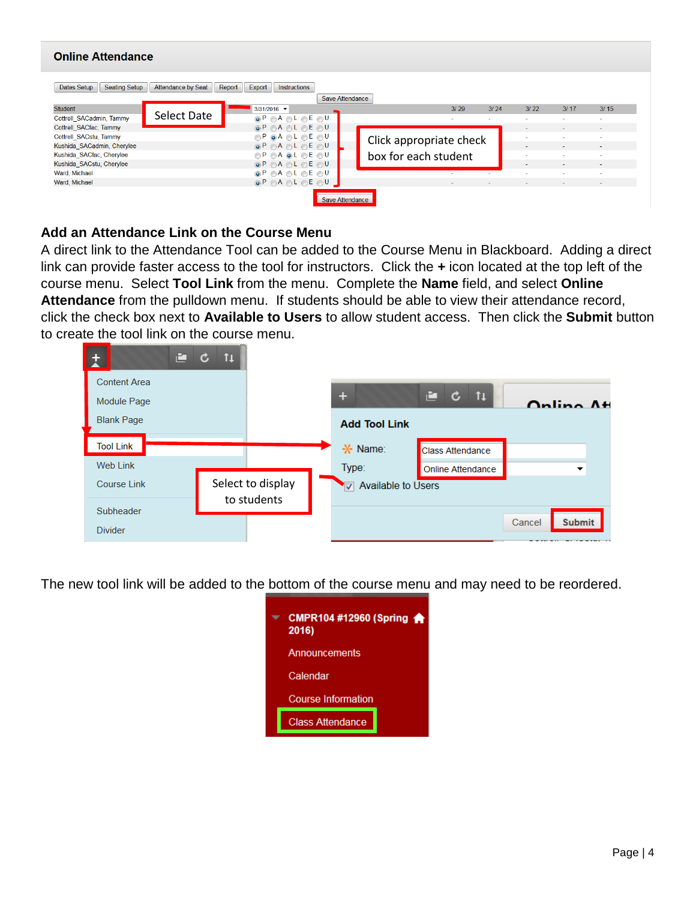## Add an Attendance Link on the Course Menu

A direct link to the Attendance Tool can be added to the Course Menu in Blackboard. Adding a direct link can provide faster access to the tool for instructors. Click the **+** icon located at the top left of the course menu. Select **Tool Link** from the menu. Complete the **Name** field, and select **Online Attendance** from the pulldown menu. If students should be able to view their attendance record, click the check box next to **Available to Users** to allow student access. Then click the **Submit** button to create the tool link on the course menu.

The new tool link will be added to the bottom of the course menu and may need to be reordered.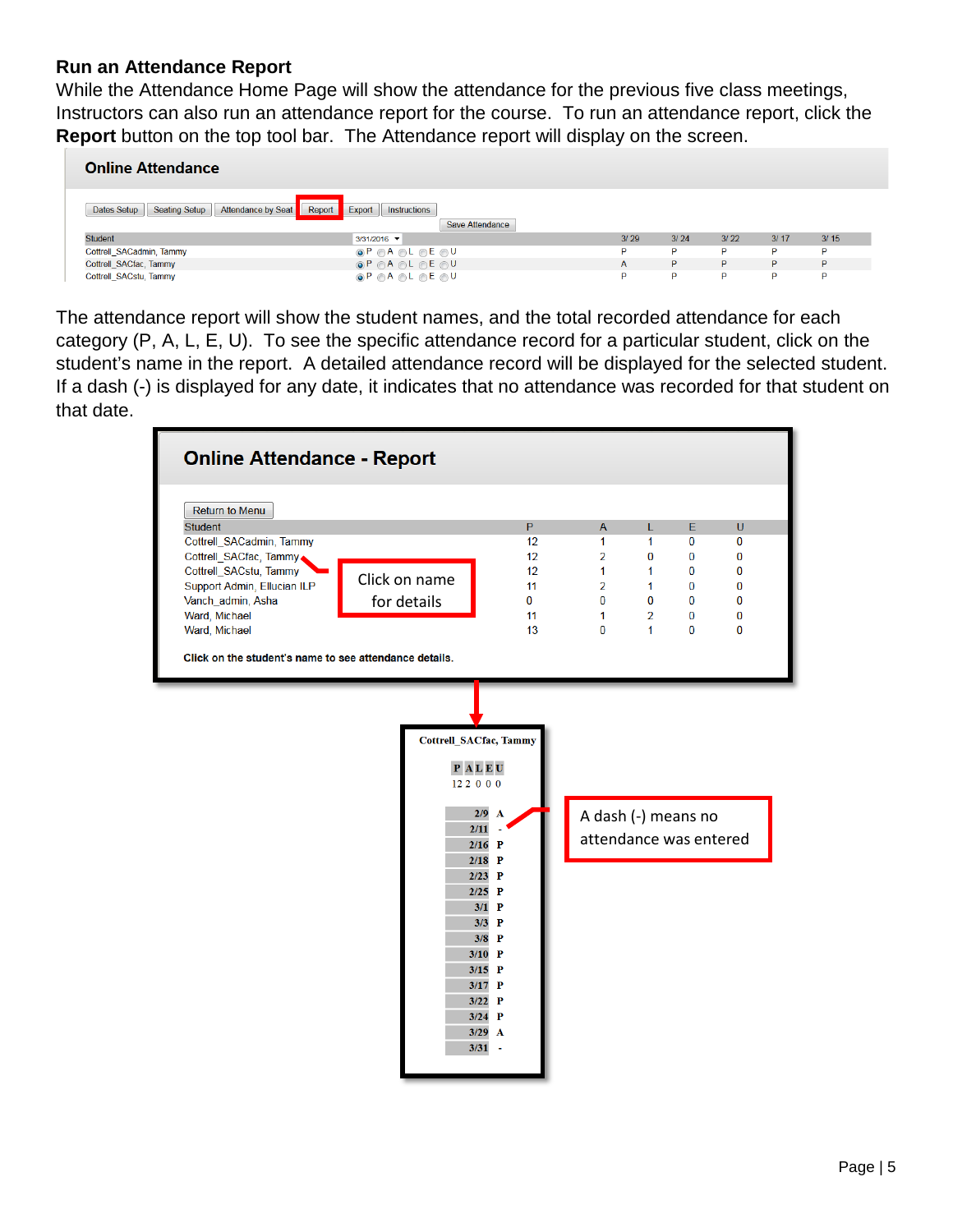## Run an Attendance Report

While the Attendance Home Page will show the attendance for the previous five class meetings, Instructors can also run an attendance report for the course. To run an attendance report, click the **Report** button on the top tool bar. The Attendance report will display on the screen.

**Online Attendance**

Dates Setup | Seating Setup | Attendance by Seat | Report | Export | Instructions

Save Attendance

| Student | 3/31/2016 | 3/ 29 | 3/ 24 | 3/ 22 | 3/ 17 | 3/ 15 |
|---|---|---|---|---|---|---|
| Cottrell_SACadmin, Tammy | P A L E U | P | P | P | P | P |
| Cottrell_SACfac, Tammy | P A L E U | A | P | P | P | P |
| Cottrell_SACstu, Tammy | P A L E U | P | P | P | P | P |

The attendance report will show the student names, and the total recorded attendance for each category (P, A, L, E, U). To see the specific attendance record for a particular student, click on the student's name in the report. A detailed attendance record will be displayed for the selected student. If a dash (-) is displayed for any date, it indicates that no attendance was recorded for that student on that date.

**Online Attendance - Report**

Return to Menu

| Student | P | A | L | E | U |
|---|---|---|---|---|---|
| Cottrell_SACadmin, Tammy | 12 | 1 | 1 | 0 | 0 |
| Cottrell_SACfac, Tammy | 12 | 2 | 0 | 0 | 0 |
| Cottrell_SACstu, Tammy | 12 | 1 | 1 | 0 | 0 |
| Support Admin, Ellucian ILP | 11 | 2 | 1 | 0 | 0 |
| Vanch_admin, Asha | 0 | 0 | 0 | 0 | 0 |
| Ward, Michael | 11 | 1 | 2 | 0 | 0 |
| Ward, Michael | 13 | 0 | 1 | 0 | 0 |

Click on name for details

**Click on the student's name to see attendance details.**

**Cottrell_SACfac, Tammy**

| P | A | L | E | U |
|---|---|---|---|---|
| 12 | 2 | 0 | 0 | 0 |

| Date | |
|---|---|
| 2/9 | A |
| 2/11 | - |
| 2/16 | P |
| 2/18 | P |
| 2/23 | P |
| 2/25 | P |
| 3/1 | P |
| 3/3 | P |
| 3/8 | P |
| 3/10 | P |
| 3/15 | P |
| 3/17 | P |
| 3/22 | P |
| 3/24 | P |
| 3/29 | A |
| 3/31 | - |

A dash (-) means no attendance was entered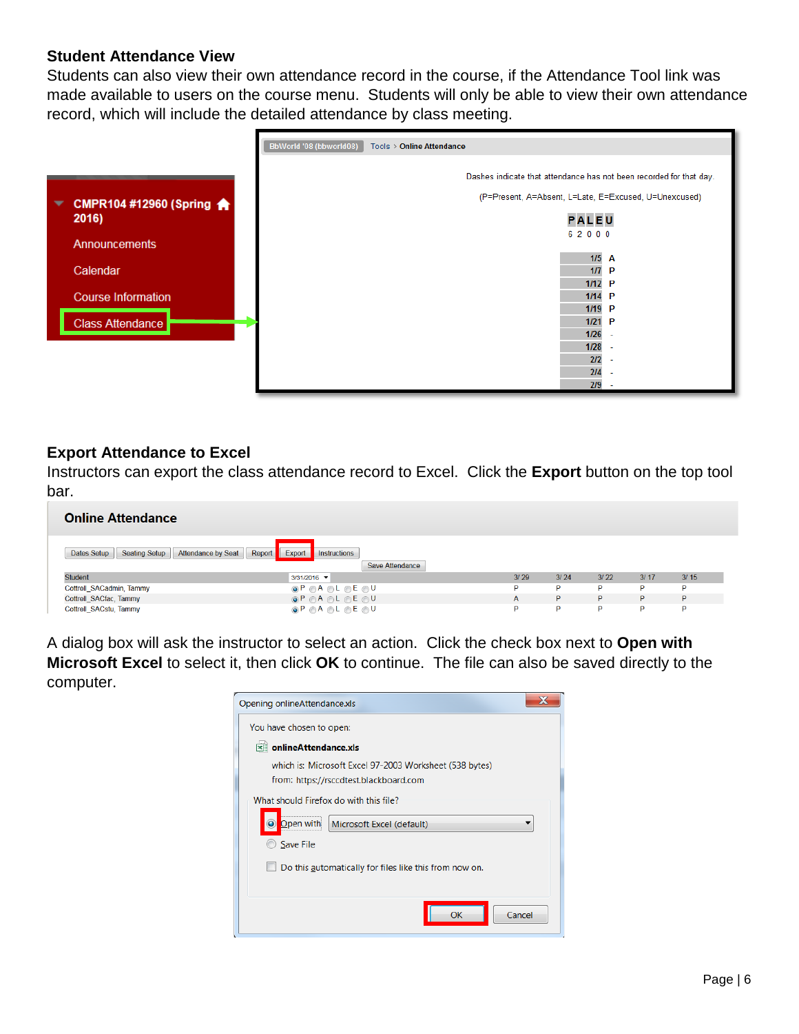### Student Attendance View

Students can also view their own attendance record in the course, if the Attendance Tool link was made available to users on the course menu. Students will only be able to view their own attendance record, which will include the detailed attendance by class meeting.

### Export Attendance to Excel

Instructors can export the class attendance record to Excel. Click the **Export** button on the top tool bar.

A dialog box will ask the instructor to select an action. Click the check box next to **Open with Microsoft Excel** to select it, then click **OK** to continue. The file can also be saved directly to the computer.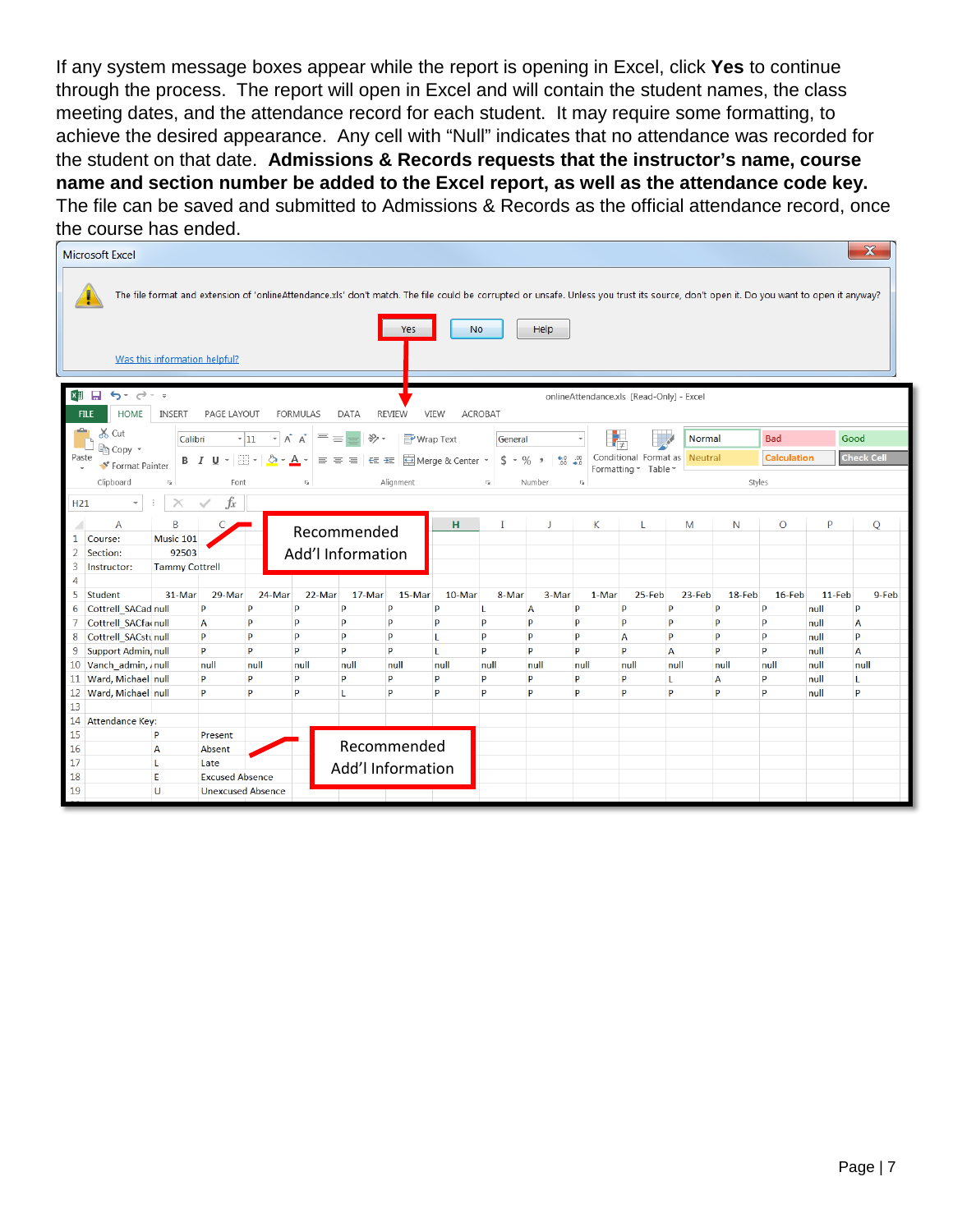If any system message boxes appear while the report is opening in Excel, click **Yes** to continue through the process. The report will open in Excel and will contain the student names, the class meeting dates, and the attendance record for each student. It may require some formatting, to achieve the desired appearance. Any cell with “Null” indicates that no attendance was recorded for the student on that date. **Admissions & Records requests that the instructor’s name, course name and section number be added to the Excel report, as well as the attendance code key.** The file can be saved and submitted to Admissions & Records as the official attendance record, once the course has ended.

Microsoft Excel

The file format and extension of 'onlineAttendance.xls' don't match. The file could be corrupted or unsafe. Unless you trust its source, don't open it. Do you want to open it anyway?

Yes | No | Help

Was this information helpful?

onlineAttendance.xls [Read-Only] - Excel

Recommended Add’l Information

| | A | B | C | D | E | F | G | H | I | J | K | L | M | N | O | P | Q |
|---|---|---|---|---|---|---|---|---|---|---|---|---|---|---|---|---|---|
| 1 | Course: | Music 101 | | | | | | | | | | | | | | | |
| 2 | Section: | 92503 | | | | | | | | | | | | | | | |
| 3 | Instructor: | Tammy Cottrell | | | | | | | | | | | | | | | |
| 4 | | | | | | | | | | | | | | | | | |
| 5 | Student | 31-Mar | 29-Mar | 24-Mar | 22-Mar | 17-Mar | 15-Mar | 10-Mar | 8-Mar | 3-Mar | 1-Mar | 25-Feb | 23-Feb | 18-Feb | 16-Feb | 11-Feb | 9-Feb |
| 6 | Cottrell_SACad | null | P | P | P | P | P | P | L | A | P | P | P | P | P | null | P |
| 7 | Cottrell_SACfa | null | A | P | P | P | P | P | P | P | P | P | P | P | P | null | A |
| 8 | Cottrell_SACst | null | P | P | P | P | P | L | P | P | P | A | P | P | P | null | P |
| 9 | Support Admin, | null | P | P | P | P | P | L | P | P | P | P | A | P | P | null | A |
| 10 | Vanch_admin, | null | null | null | null | null | null | null | null | null | null | null | null | null | null | null | null |
| 11 | Ward, Michael | null | P | P | P | P | P | P | P | P | P | P | L | A | P | null | L |
| 12 | Ward, Michael | null | P | P | P | L | P | P | P | P | P | P | P | P | P | null | P |
| 13 | | | | | | | | | | | | | | | | | |
| 14 | Attendance Key: | | | | | | | | | | | | | | | | |
| 15 | | P | Present | | | | | | | | | | | | | | |
| 16 | | A | Absent | | | | | | | | | | | | | | |
| 17 | | L | Late | | | | | | | | | | | | | | |
| 18 | | E | Excused Absence | | | | | | | | | | | | | | |
| 19 | | U | Unexcused Absence | | | | | | | | | | | | | | |

Recommended Add’l Information